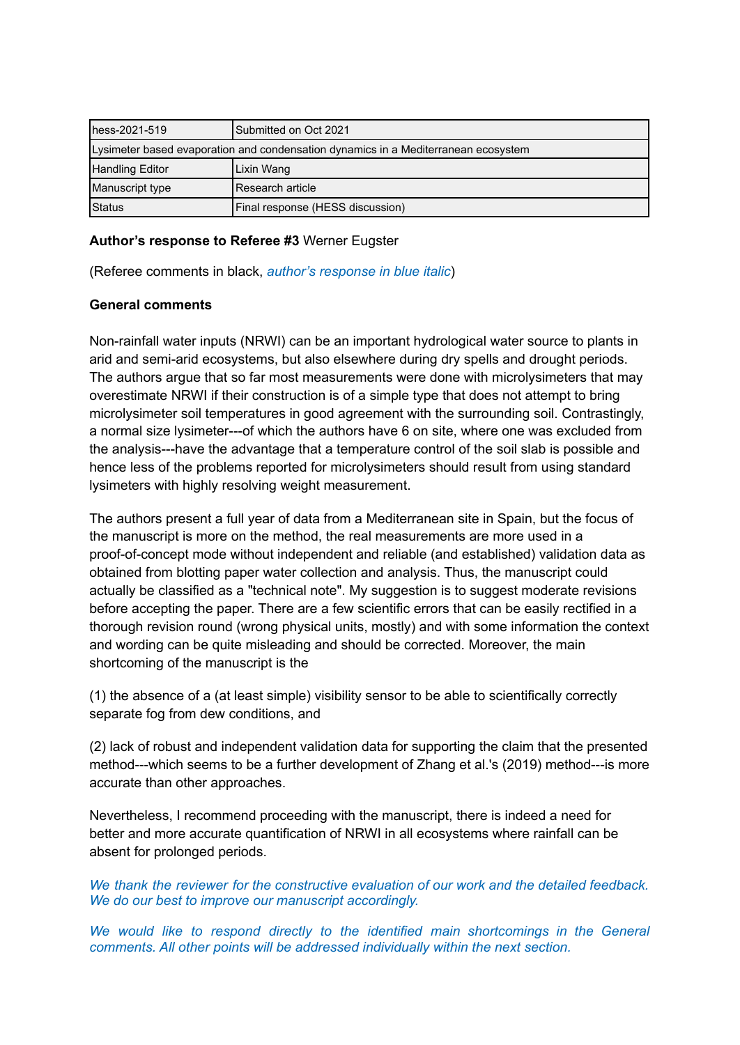| hess-2021-519 | Submitted on Oct 2021 |
|---|---|
| Lysimeter based evaporation and condensation dynamics in a Mediterranean ecosystem | |
| Handling Editor | Lixin Wang |
| Manuscript type | Research article |
| Status | Final response (HESS discussion) |

**Author's response to Referee #3** Werner Eugster

(Referee comments in black, *author's response in blue italic*)

**General comments**

Non-rainfall water inputs (NRWI) can be an important hydrological water source to plants in arid and semi-arid ecosystems, but also elsewhere during dry spells and drought periods. The authors argue that so far most measurements were done with microlysimeters that may overestimate NRWI if their construction is of a simple type that does not attempt to bring microlysimeter soil temperatures in good agreement with the surrounding soil. Contrastingly, a normal size lysimeter---of which the authors have 6 on site, where one was excluded from the analysis---have the advantage that a temperature control of the soil slab is possible and hence less of the problems reported for microlysimeters should result from using standard lysimeters with highly resolving weight measurement.

The authors present a full year of data from a Mediterranean site in Spain, but the focus of the manuscript is more on the method, the real measurements are more used in a proof-of-concept mode without independent and reliable (and established) validation data as obtained from blotting paper water collection and analysis. Thus, the manuscript could actually be classified as a "technical note". My suggestion is to suggest moderate revisions before accepting the paper. There are a few scientific errors that can be easily rectified in a thorough revision round (wrong physical units, mostly) and with some information the context and wording can be quite misleading and should be corrected. Moreover, the main shortcoming of the manuscript is the

(1) the absence of a (at least simple) visibility sensor to be able to scientifically correctly separate fog from dew conditions, and

(2) lack of robust and independent validation data for supporting the claim that the presented method---which seems to be a further development of Zhang et al.'s (2019) method---is more accurate than other approaches.

Nevertheless, I recommend proceeding with the manuscript, there is indeed a need for better and more accurate quantification of NRWI in all ecosystems where rainfall can be absent for prolonged periods.

*We thank the reviewer for the constructive evaluation of our work and the detailed feedback. We do our best to improve our manuscript accordingly.*

*We would like to respond directly to the identified main shortcomings in the General comments. All other points will be addressed individually within the next section.*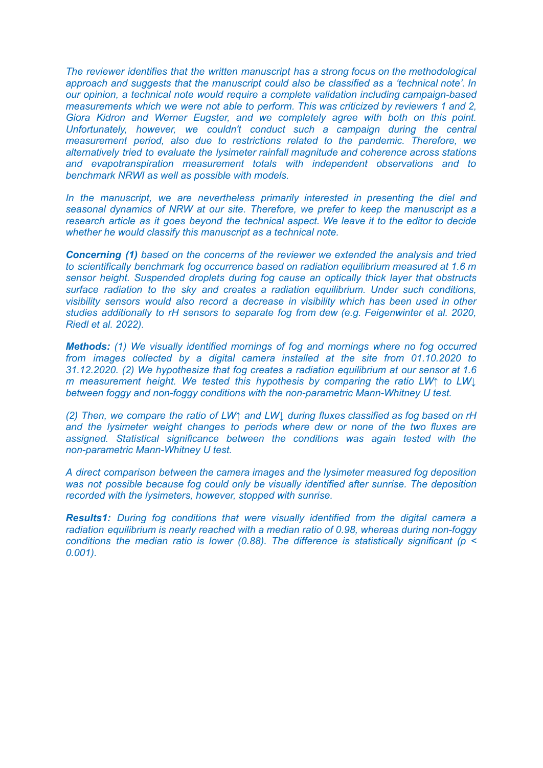*The reviewer identifies that the written manuscript has a strong focus on the methodological approach and suggests that the manuscript could also be classified as a 'technical note'. In our opinion, a technical note would require a complete validation including campaign-based measurements which we were not able to perform. This was criticized by reviewers 1 and 2, Giora Kidron and Werner Eugster, and we completely agree with both on this point. Unfortunately, however, we couldn't conduct such a campaign during the central measurement period, also due to restrictions related to the pandemic. Therefore, we alternatively tried to evaluate the lysimeter rainfall magnitude and coherence across stations and evapotranspiration measurement totals with independent observations and to benchmark NRWI as well as possible with models.*

*In the manuscript, we are nevertheless primarily interested in presenting the diel and seasonal dynamics of NRW at our site. Therefore, we prefer to keep the manuscript as a research article as it goes beyond the technical aspect. We leave it to the editor to decide whether he would classify this manuscript as a technical note.*

***Concerning (1)*** *based on the concerns of the reviewer we extended the analysis and tried to scientifically benchmark fog occurrence based on radiation equilibrium measured at 1.6 m sensor height. Suspended droplets during fog cause an optically thick layer that obstructs surface radiation to the sky and creates a radiation equilibrium. Under such conditions, visibility sensors would also record a decrease in visibility which has been used in other studies additionally to rH sensors to separate fog from dew (e.g. Feigenwinter et al. 2020, Riedl et al. 2022).*

***Methods:*** *(1) We visually identified mornings of fog and mornings where no fog occurred from images collected by a digital camera installed at the site from 01.10.2020 to 31.12.2020. (2) We hypothesize that fog creates a radiation equilibrium at our sensor at 1.6 m measurement height. We tested this hypothesis by comparing the ratio LW↑ to LW↓ between foggy and non-foggy conditions with the non-parametric Mann-Whitney U test.*

*(2) Then, we compare the ratio of LW↑ and LW↓ during fluxes classified as fog based on rH and the lysimeter weight changes to periods where dew or none of the two fluxes are assigned. Statistical significance between the conditions was again tested with the non-parametric Mann-Whitney U test.*

*A direct comparison between the camera images and the lysimeter measured fog deposition was not possible because fog could only be visually identified after sunrise. The deposition recorded with the lysimeters, however, stopped with sunrise.*

***Results1:*** *During fog conditions that were visually identified from the digital camera a radiation equilibrium is nearly reached with a median ratio of 0.98, whereas during non-foggy conditions the median ratio is lower (0.88). The difference is statistically significant ($p < 0.001$).*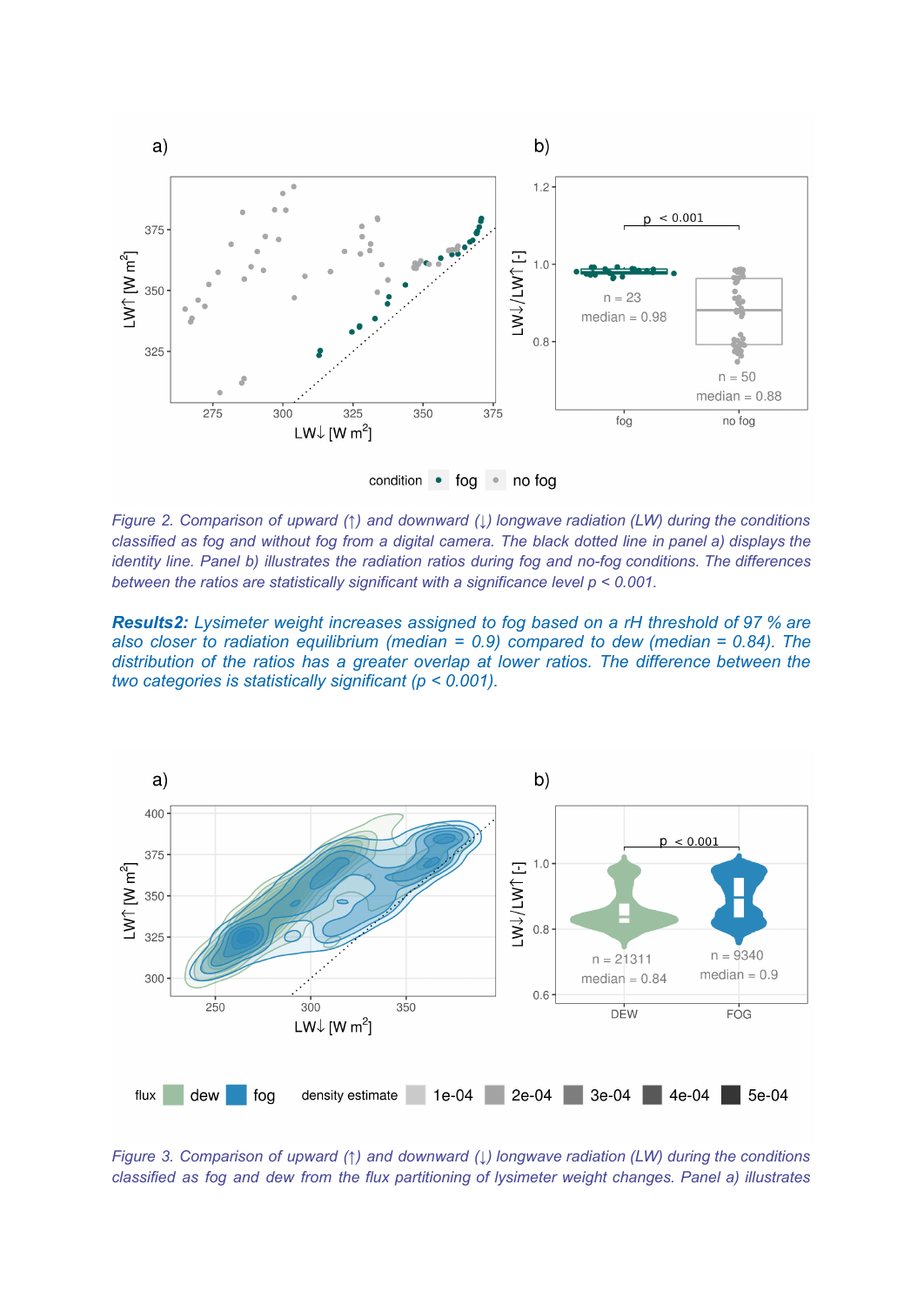Figure 2. Comparison of upward (↑) and downward (↓) longwave radiation (LW) during the conditions classified as fog and without fog from a digital camera. The black dotted line in panel a) displays the identity line. Panel b) illustrates the radiation ratios during fog and no-fog conditions. The differences between the ratios are statistically significant with a significance level $p < 0.001$.

***Results2:*** *Lysimeter weight increases assigned to fog based on a rH threshold of 97 % are also closer to radiation equilibrium (median = 0.9) compared to dew (median = 0.84). The distribution of the ratios has a greater overlap at lower ratios. The difference between the two categories is statistically significant ($p < 0.001$).*

Figure 3. Comparison of upward (↑) and downward (↓) longwave radiation (LW) during the conditions classified as fog and dew from the flux partitioning of lysimeter weight changes. Panel a) illustrates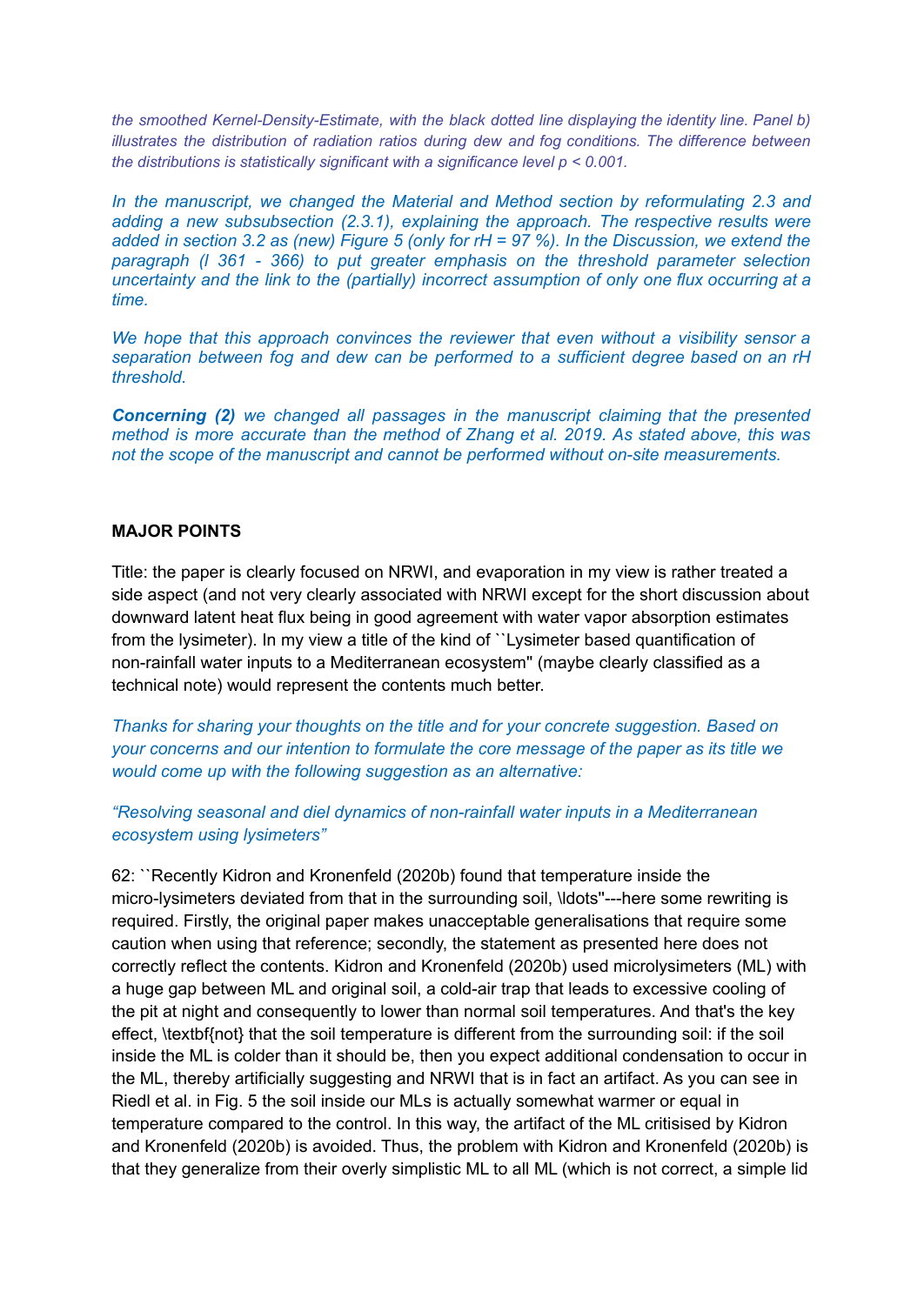*the smoothed Kernel-Density-Estimate, with the black dotted line displaying the identity line. Panel b) illustrates the distribution of radiation ratios during dew and fog conditions. The difference between the distributions is statistically significant with a significance level p < 0.001.*

*In the manuscript, we changed the Material and Method section by reformulating 2.3 and adding a new subsubsection (2.3.1), explaining the approach. The respective results were added in section 3.2 as (new) Figure 5 (only for rH = 97 %). In the Discussion, we extend the paragraph (l 361 - 366) to put greater emphasis on the threshold parameter selection uncertainty and the link to the (partially) incorrect assumption of only one flux occurring at a time.*

*We hope that this approach convinces the reviewer that even without a visibility sensor a separation between fog and dew can be performed to a sufficient degree based on an rH threshold.*

***Concerning (2)** we changed all passages in the manuscript claiming that the presented method is more accurate than the method of Zhang et al. 2019. As stated above, this was not the scope of the manuscript and cannot be performed without on-site measurements.*

**MAJOR POINTS**

Title: the paper is clearly focused on NRWI, and evaporation in my view is rather treated a side aspect (and not very clearly associated with NRWI except for the short discussion about downward latent heat flux being in good agreement with water vapor absorption estimates from the lysimeter). In my view a title of the kind of ``Lysimeter based quantification of non-rainfall water inputs to a Mediterranean ecosystem'' (maybe clearly classified as a technical note) would represent the contents much better.

*Thanks for sharing your thoughts on the title and for your concrete suggestion. Based on your concerns and our intention to formulate the core message of the paper as its title we would come up with the following suggestion as an alternative:*

*"Resolving seasonal and diel dynamics of non-rainfall water inputs in a Mediterranean ecosystem using lysimeters"*

62: ``Recently Kidron and Kronenfeld (2020b) found that temperature inside the micro-lysimeters deviated from that in the surrounding soil, \ldots''---here some rewriting is required. Firstly, the original paper makes unacceptable generalisations that require some caution when using that reference; secondly, the statement as presented here does not correctly reflect the contents. Kidron and Kronenfeld (2020b) used microlysimeters (ML) with a huge gap between ML and original soil, a cold-air trap that leads to excessive cooling of the pit at night and consequently to lower than normal soil temperatures. And that's the key effect, \textbf{not} that the soil temperature is different from the surrounding soil: if the soil inside the ML is colder than it should be, then you expect additional condensation to occur in the ML, thereby artificially suggesting and NRWI that is in fact an artifact. As you can see in Riedl et al. in Fig. 5 the soil inside our MLs is actually somewhat warmer or equal in temperature compared to the control. In this way, the artifact of the ML critisised by Kidron and Kronenfeld (2020b) is avoided. Thus, the problem with Kidron and Kronenfeld (2020b) is that they generalize from their overly simplistic ML to all ML (which is not correct, a simple lid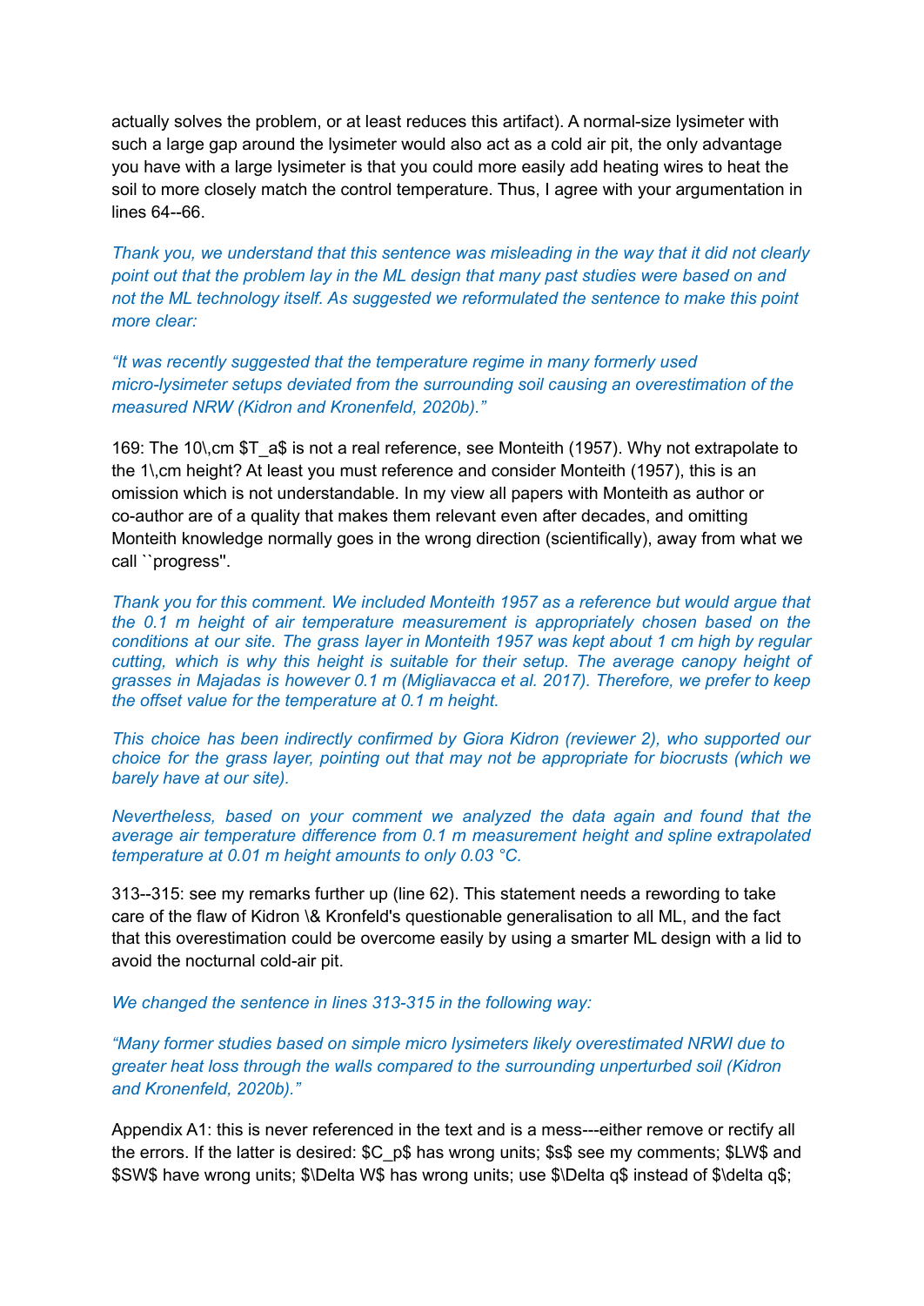actually solves the problem, or at least reduces this artifact). A normal-size lysimeter with such a large gap around the lysimeter would also act as a cold air pit, the only advantage you have with a large lysimeter is that you could more easily add heating wires to heat the soil to more closely match the control temperature. Thus, I agree with your argumentation in lines 64--66.

*Thank you, we understand that this sentence was misleading in the way that it did not clearly point out that the problem lay in the ML design that many past studies were based on and not the ML technology itself. As suggested we reformulated the sentence to make this point more clear:*

*"It was recently suggested that the temperature regime in many formerly used micro-lysimeter setups deviated from the surrounding soil causing an overestimation of the measured NRW (Kidron and Kronenfeld, 2020b)."*

169: The 10\,cm $T_a$ is not a real reference, see Monteith (1957). Why not extrapolate to the 1\,cm height? At least you must reference and consider Monteith (1957), this is an omission which is not understandable. In my view all papers with Monteith as author or co-author are of a quality that makes them relevant even after decades, and omitting Monteith knowledge normally goes in the wrong direction (scientifically), away from what we call ``progress''.

*Thank you for this comment. We included Monteith 1957 as a reference but would argue that the 0.1 m height of air temperature measurement is appropriately chosen based on the conditions at our site. The grass layer in Monteith 1957 was kept about 1 cm high by regular cutting, which is why this height is suitable for their setup. The average canopy height of grasses in Majadas is however 0.1 m (Migliavacca et al. 2017). Therefore, we prefer to keep the offset value for the temperature at 0.1 m height.*

*This choice has been indirectly confirmed by Giora Kidron (reviewer 2), who supported our choice for the grass layer, pointing out that may not be appropriate for biocrusts (which we barely have at our site).*

*Nevertheless, based on your comment we analyzed the data again and found that the average air temperature difference from 0.1 m measurement height and spline extrapolated temperature at 0.01 m height amounts to only 0.03 °C.*

313--315: see my remarks further up (line 62). This statement needs a rewording to take care of the flaw of Kidron \& Kronfeld's questionable generalisation to all ML, and the fact that this overestimation could be overcome easily by using a smarter ML design with a lid to avoid the nocturnal cold-air pit.

*We changed the sentence in lines 313-315 in the following way:*

*"Many former studies based on simple micro lysimeters likely overestimated NRWI due to greater heat loss through the walls compared to the surrounding unperturbed soil (Kidron and Kronenfeld, 2020b)."*

Appendix A1: this is never referenced in the text and is a mess---either remove or rectify all the errors. If the latter is desired: $C_p$ has wrong units; $s$ see my comments; $LW$ and $SW$ have wrong units; $\Delta W$ has wrong units; use $\Delta q$ instead of $\delta q$;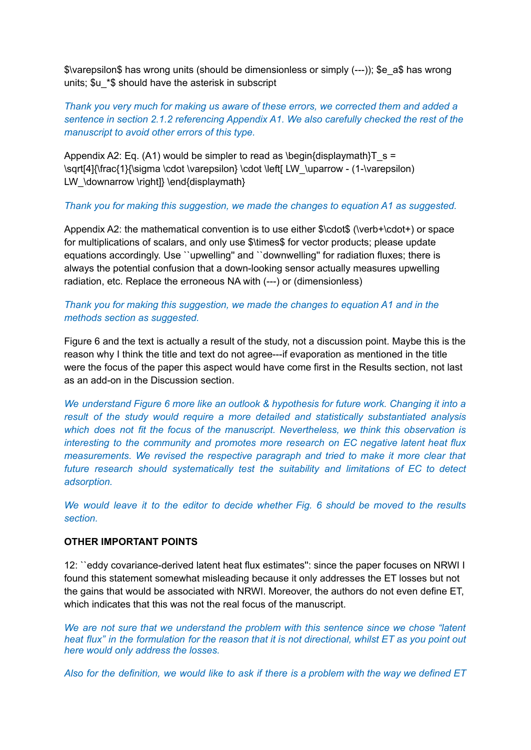$\varepsilon$ has wrong units (should be dimensionless or simply (---)); $e_a$ has wrong units; $u_*$ should have the asterisk in subscript

*Thank you very much for making us aware of these errors, we corrected them and added a sentence in section 2.1.2 referencing Appendix A1. We also carefully checked the rest of the manuscript to avoid other errors of this type.*

Appendix A2: Eq. (A1) would be simpler to read as \begin{displaymath}T_s = \sqrt[4]{\frac{1}{\sigma \cdot \varepsilon} \cdot \left[ LW_\uparrow - (1-\varepsilon) LW_\downarrow \right]} \end{displaymath}

*Thank you for making this suggestion, we made the changes to equation A1 as suggested.*

Appendix A2: the mathematical convention is to use either $\cdot$ (\verb+\cdot+) or space for multiplications of scalars, and only use $\times$ for vector products; please update equations accordingly. Use ``upwelling'' and ``downwelling'' for radiation fluxes; there is always the potential confusion that a down-looking sensor actually measures upwelling radiation, etc. Replace the erroneous NA with (---) or (dimensionless)

*Thank you for making this suggestion, we made the changes to equation A1 and in the methods section as suggested.*

Figure 6 and the text is actually a result of the study, not a discussion point. Maybe this is the reason why I think the title and text do not agree---if evaporation as mentioned in the title were the focus of the paper this aspect would have come first in the Results section, not last as an add-on in the Discussion section.

*We understand Figure 6 more like an outlook & hypothesis for future work. Changing it into a result of the study would require a more detailed and statistically substantiated analysis which does not fit the focus of the manuscript. Nevertheless, we think this observation is interesting to the community and promotes more research on EC negative latent heat flux measurements. We revised the respective paragraph and tried to make it more clear that future research should systematically test the suitability and limitations of EC to detect adsorption.*

*We would leave it to the editor to decide whether Fig. 6 should be moved to the results section.*

**OTHER IMPORTANT POINTS**

12: ``eddy covariance-derived latent heat flux estimates'': since the paper focuses on NRWI I found this statement somewhat misleading because it only addresses the ET losses but not the gains that would be associated with NRWI. Moreover, the authors do not even define ET, which indicates that this was not the real focus of the manuscript.

*We are not sure that we understand the problem with this sentence since we chose "latent heat flux" in the formulation for the reason that it is not directional, whilst ET as you point out here would only address the losses.*

*Also for the definition, we would like to ask if there is a problem with the way we defined ET*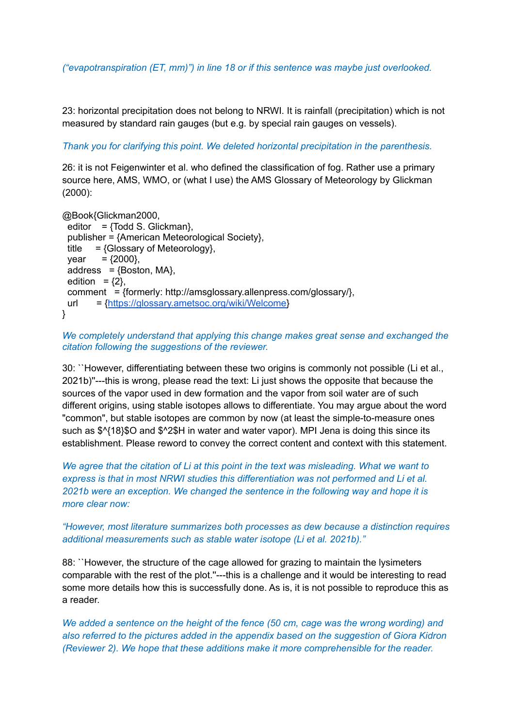*("evapotranspiration (ET, mm)") in line 18 or if this sentence was maybe just overlooked.*

23: horizontal precipitation does not belong to NRWI. It is rainfall (precipitation) which is not measured by standard rain gauges (but e.g. by special rain gauges on vessels).

*Thank you for clarifying this point. We deleted horizontal precipitation in the parenthesis.*

26: it is not Feigenwinter et al. who defined the classification of fog. Rather use a primary source here, AMS, WMO, or (what I use) the AMS Glossary of Meteorology by Glickman (2000):

```
@Book{Glickman2000,
  editor    = {Todd S. Glickman},
  publisher = {American Meteorological Society},
  title     = {Glossary of Meteorology},
  year      = {2000},
  address   = {Boston, MA},
  edition   = {2},
  comment   = {formerly: http://amsglossary.allenpress.com/glossary/},
  url       = {https://glossary.ametsoc.org/wiki/Welcome}
}
```

*We completely understand that applying this change makes great sense and exchanged the citation following the suggestions of the reviewer.*

30: ``However, differentiating between these two origins is commonly not possible (Li et al., 2021b)"---this is wrong, please read the text: Li just shows the opposite that because the sources of the vapor used in dew formation and the vapor from soil water are of such different origins, using stable isotopes allows to differentiate. You may argue about the word "common", but stable isotopes are common by now (at least the simple-to-measure ones such as $^{18}$O and $^2$H in water and water vapor). MPI Jena is doing this since its establishment. Please reword to convey the correct content and context with this statement.

*We agree that the citation of Li at this point in the text was misleading. What we want to express is that in most NRWI studies this differentiation was not performed and Li et al. 2021b were an exception. We changed the sentence in the following way and hope it is more clear now:*

*"However, most literature summarizes both processes as dew because a distinction requires additional measurements such as stable water isotope (Li et al. 2021b)."*

88: ``However, the structure of the cage allowed for grazing to maintain the lysimeters comparable with the rest of the plot."---this is a challenge and it would be interesting to read some more details how this is successfully done. As is, it is not possible to reproduce this as a reader.

*We added a sentence on the height of the fence (50 cm, cage was the wrong wording) and also referred to the pictures added in the appendix based on the suggestion of Giora Kidron (Reviewer 2). We hope that these additions make it more comprehensible for the reader.*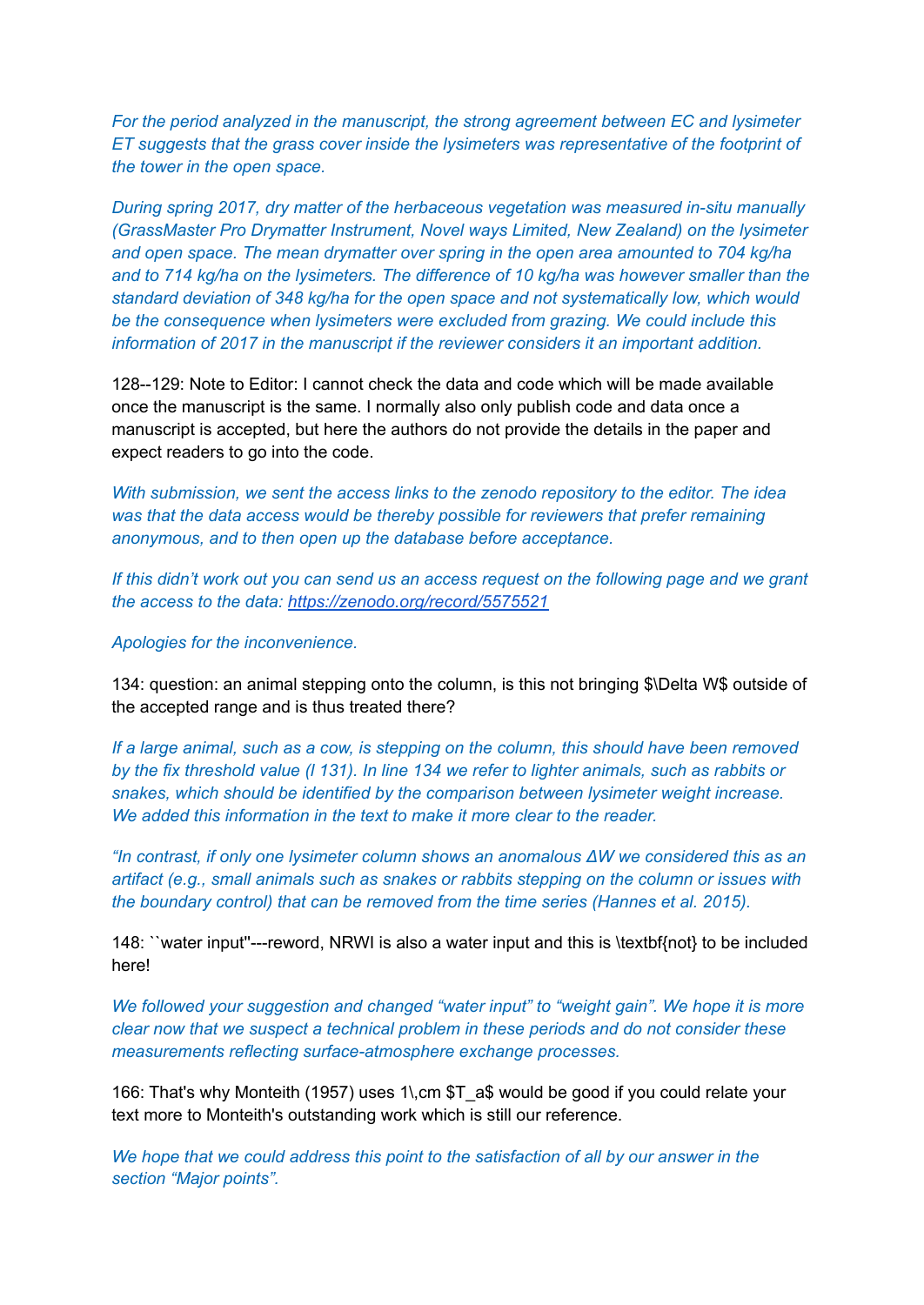*For the period analyzed in the manuscript, the strong agreement between EC and lysimeter ET suggests that the grass cover inside the lysimeters was representative of the footprint of the tower in the open space.*

*During spring 2017, dry matter of the herbaceous vegetation was measured in-situ manually (GrassMaster Pro Drymatter Instrument, Novel ways Limited, New Zealand) on the lysimeter and open space. The mean drymatter over spring in the open area amounted to 704 kg/ha and to 714 kg/ha on the lysimeters. The difference of 10 kg/ha was however smaller than the standard deviation of 348 kg/ha for the open space and not systematically low, which would be the consequence when lysimeters were excluded from grazing. We could include this information of 2017 in the manuscript if the reviewer considers it an important addition.*

128--129: Note to Editor: I cannot check the data and code which will be made available once the manuscript is the same. I normally also only publish code and data once a manuscript is accepted, but here the authors do not provide the details in the paper and expect readers to go into the code.

*With submission, we sent the access links to the zenodo repository to the editor. The idea was that the data access would be thereby possible for reviewers that prefer remaining anonymous, and to then open up the database before acceptance.*

*If this didn't work out you can send us an access request on the following page and we grant the access to the data: https://zenodo.org/record/5575521*

*Apologies for the inconvenience.*

134: question: an animal stepping onto the column, is this not bringing $\Delta W$ outside of the accepted range and is thus treated there?

*If a large animal, such as a cow, is stepping on the column, this should have been removed by the fix threshold value (l 131). In line 134 we refer to lighter animals, such as rabbits or snakes, which should be identified by the comparison between lysimeter weight increase. We added this information in the text to make it more clear to the reader.*

*"In contrast, if only one lysimeter column shows an anomalous $\Delta W$ we considered this as an artifact (e.g., small animals such as snakes or rabbits stepping on the column or issues with the boundary control) that can be removed from the time series (Hannes et al. 2015).*

148: ``water input''---reword, NRWI is also a water input and this is **not** to be included here!

*We followed your suggestion and changed "water input" to "weight gain". We hope it is more clear now that we suspect a technical problem in these periods and do not consider these measurements reflecting surface-atmosphere exchange processes.*

166: That's why Monteith (1957) uses 1 cm $T_a$ would be good if you could relate your text more to Monteith's outstanding work which is still our reference.

*We hope that we could address this point to the satisfaction of all by our answer in the section "Major points".*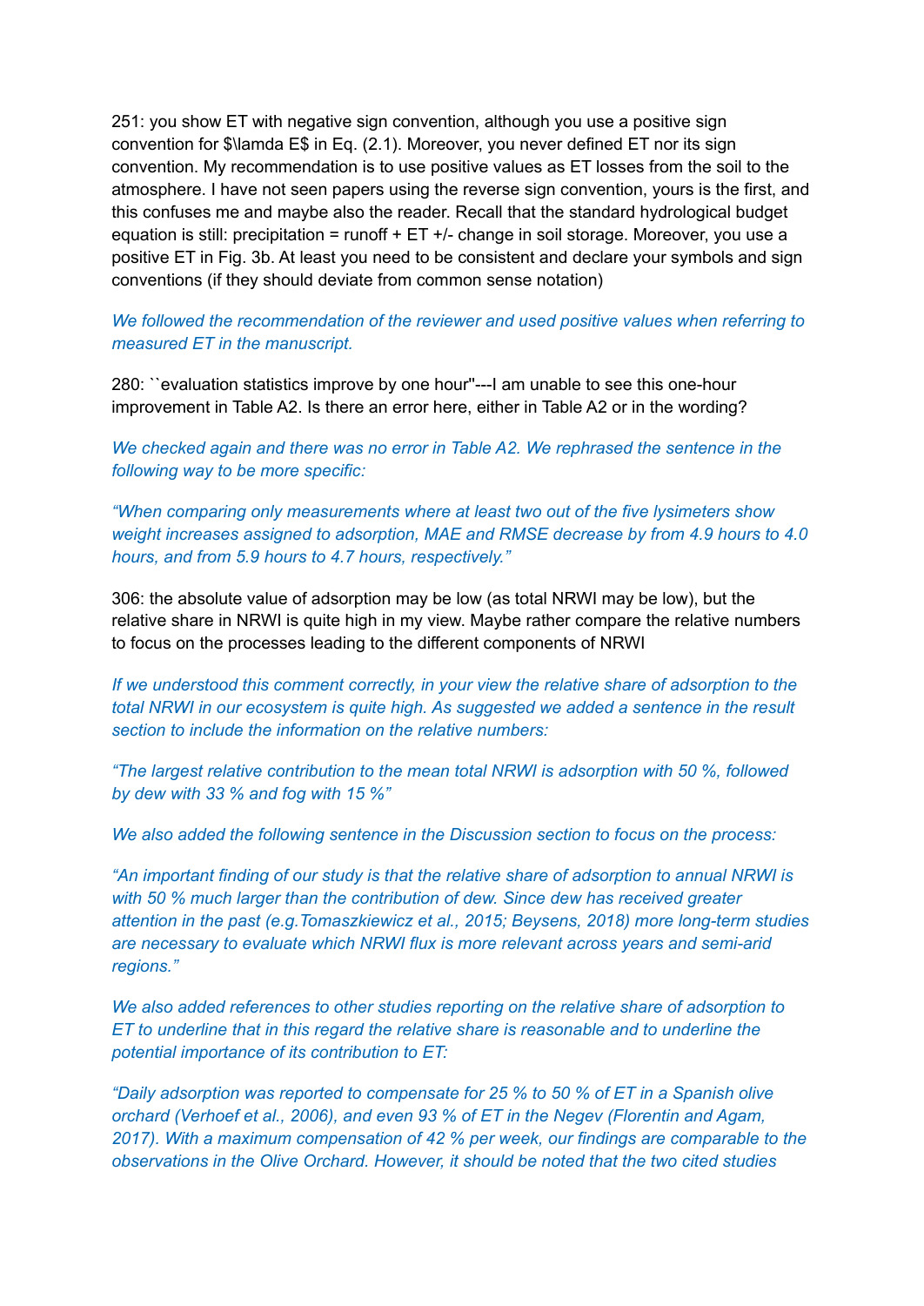251: you show ET with negative sign convention, although you use a positive sign convention for $\lambda E$ in Eq. (2.1). Moreover, you never defined ET nor its sign convention. My recommendation is to use positive values as ET losses from the soil to the atmosphere. I have not seen papers using the reverse sign convention, yours is the first, and this confuses me and maybe also the reader. Recall that the standard hydrological budget equation is still: precipitation = runoff + ET +/- change in soil storage. Moreover, you use a positive ET in Fig. 3b. At least you need to be consistent and declare your symbols and sign conventions (if they should deviate from common sense notation)

*We followed the recommendation of the reviewer and used positive values when referring to measured ET in the manuscript.*

280: ``evaluation statistics improve by one hour''---I am unable to see this one-hour improvement in Table A2. Is there an error here, either in Table A2 or in the wording?

*We checked again and there was no error in Table A2. We rephrased the sentence in the following way to be more specific:*

*“When comparing only measurements where at least two out of the five lysimeters show weight increases assigned to adsorption, MAE and RMSE decrease by from 4.9 hours to 4.0 hours, and from 5.9 hours to 4.7 hours, respectively.”*

306: the absolute value of adsorption may be low (as total NRWI may be low), but the relative share in NRWI is quite high in my view. Maybe rather compare the relative numbers to focus on the processes leading to the different components of NRWI

*If we understood this comment correctly, in your view the relative share of adsorption to the total NRWI in our ecosystem is quite high. As suggested we added a sentence in the result section to include the information on the relative numbers:*

*“The largest relative contribution to the mean total NRWI is adsorption with 50 %, followed by dew with 33 % and fog with 15 %”*

*We also added the following sentence in the Discussion section to focus on the process:*

*“An important finding of our study is that the relative share of adsorption to annual NRWI is with 50 % much larger than the contribution of dew. Since dew has received greater attention in the past (e.g.Tomaszkiewicz et al., 2015; Beysens, 2018) more long-term studies are necessary to evaluate which NRWI flux is more relevant across years and semi-arid regions.”*

*We also added references to other studies reporting on the relative share of adsorption to ET to underline that in this regard the relative share is reasonable and to underline the potential importance of its contribution to ET:*

*“Daily adsorption was reported to compensate for 25 % to 50 % of ET in a Spanish olive orchard (Verhoef et al., 2006), and even 93 % of ET in the Negev (Florentin and Agam, 2017). With a maximum compensation of 42 % per week, our findings are comparable to the observations in the Olive Orchard. However, it should be noted that the two cited studies*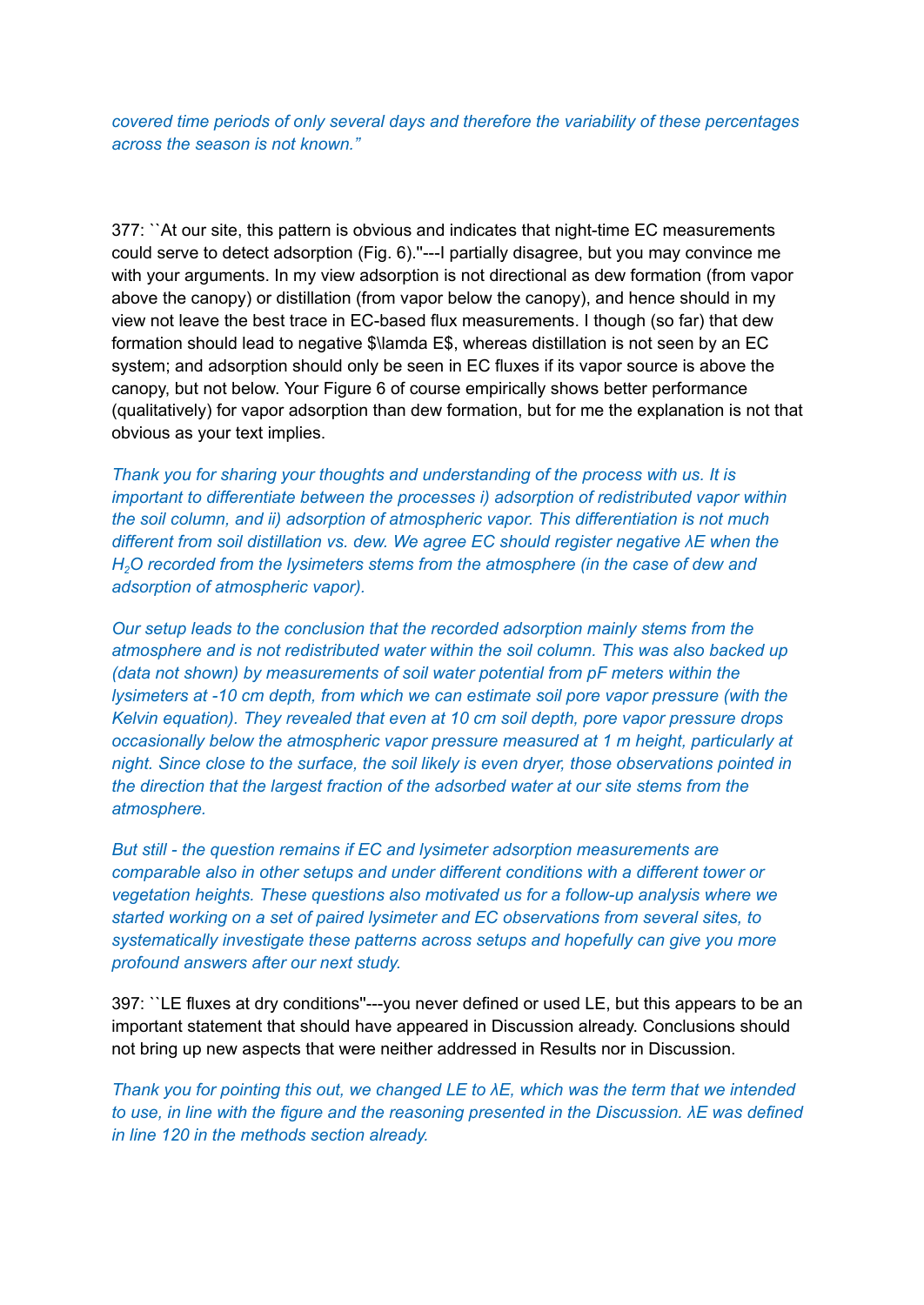*covered time periods of only several days and therefore the variability of these percentages across the season is not known."*

377: ``At our site, this pattern is obvious and indicates that night-time EC measurements could serve to detect adsorption (Fig. 6).''---I partially disagree, but you may convince me with your arguments. In my view adsorption is not directional as dew formation (from vapor above the canopy) or distillation (from vapor below the canopy), and hence should in my view not leave the best trace in EC-based flux measurements. I though (so far) that dew formation should lead to negative $\lambda E$, whereas distillation is not seen by an EC system; and adsorption should only be seen in EC fluxes if its vapor source is above the canopy, but not below. Your Figure 6 of course empirically shows better performance (qualitatively) for vapor adsorption than dew formation, but for me the explanation is not that obvious as your text implies.

*Thank you for sharing your thoughts and understanding of the process with us. It is important to differentiate between the processes i) adsorption of redistributed vapor within the soil column, and ii) adsorption of atmospheric vapor. This differentiation is not much different from soil distillation vs. dew. We agree EC should register negative $\lambda E$ when the $H_2O$ recorded from the lysimeters stems from the atmosphere (in the case of dew and adsorption of atmospheric vapor).*

*Our setup leads to the conclusion that the recorded adsorption mainly stems from the atmosphere and is not redistributed water within the soil column. This was also backed up (data not shown) by measurements of soil water potential from pF meters within the lysimeters at -10 cm depth, from which we can estimate soil pore vapor pressure (with the Kelvin equation). They revealed that even at 10 cm soil depth, pore vapor pressure drops occasionally below the atmospheric vapor pressure measured at 1 m height, particularly at night. Since close to the surface, the soil likely is even dryer, those observations pointed in the direction that the largest fraction of the adsorbed water at our site stems from the atmosphere.*

*But still - the question remains if EC and lysimeter adsorption measurements are comparable also in other setups and under different conditions with a different tower or vegetation heights. These questions also motivated us for a follow-up analysis where we started working on a set of paired lysimeter and EC observations from several sites, to systematically investigate these patterns across setups and hopefully can give you more profound answers after our next study.*

397: ``LE fluxes at dry conditions''---you never defined or used LE, but this appears to be an important statement that should have appeared in Discussion already. Conclusions should not bring up new aspects that were neither addressed in Results nor in Discussion.

*Thank you for pointing this out, we changed LE to $\lambda E$, which was the term that we intended to use, in line with the figure and the reasoning presented in the Discussion. $\lambda E$ was defined in line 120 in the methods section already.*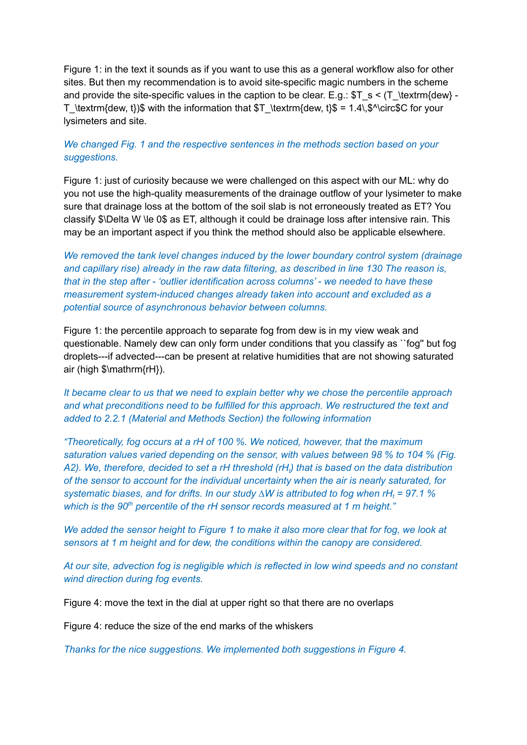Figure 1: in the text it sounds as if you want to use this as a general workflow also for other sites. But then my recommendation is to avoid site-specific magic numbers in the scheme and provide the site-specific values in the caption to be clear. E.g.: $T_s < (T_\textrm{dew} - T_\textrm{dew, t})$ with the information that $T_\textrm{dew, t}$ = 1.4\,$^\circ$C for your lysimeters and site.

*We changed Fig. 1 and the respective sentences in the methods section based on your suggestions.*

Figure 1: just of curiosity because we were challenged on this aspect with our ML: why do you not use the high-quality measurements of the drainage outflow of your lysimeter to make sure that drainage loss at the bottom of the soil slab is not erroneously treated as ET? You classify $\Delta W \le 0$ as ET, although it could be drainage loss after intensive rain. This may be an important aspect if you think the method should also be applicable elsewhere.

*We removed the tank level changes induced by the lower boundary control system (drainage and capillary rise) already in the raw data filtering, as described in line 130 The reason is, that in the step after - 'outlier identification across columns' - we needed to have these measurement system-induced changes already taken into account and excluded as a potential source of asynchronous behavior between columns.*

Figure 1: the percentile approach to separate fog from dew is in my view weak and questionable. Namely dew can only form under conditions that you classify as ``fog'' but fog droplets---if advected---can be present at relative humidities that are not showing saturated air (high $\mathrm{rH}$).

*It became clear to us that we need to explain better why we chose the percentile approach and what preconditions need to be fulfilled for this approach. We restructured the text and added to 2.2.1 (Material and Methods Section) the following information*

*"Theoretically, fog occurs at a rH of 100 %. We noticed, however, that the maximum saturation values varied depending on the sensor, with values between 98 % to 104 % (Fig. A2). We, therefore, decided to set a rH threshold ($rH_t$) that is based on the data distribution of the sensor to account for the individual uncertainty when the air is nearly saturated, for systematic biases, and for drifts. In our study $\Delta W$ is attributed to fog when $rH_t$ = 97.1 % which is the 90th percentile of the rH sensor records measured at 1 m height."*

*We added the sensor height to Figure 1 to make it also more clear that for fog, we look at sensors at 1 m height and for dew, the conditions within the canopy are considered.*

*At our site, advection fog is negligible which is reflected in low wind speeds and no constant wind direction during fog events.*

Figure 4: move the text in the dial at upper right so that there are no overlaps

Figure 4: reduce the size of the end marks of the whiskers

*Thanks for the nice suggestions. We implemented both suggestions in Figure 4.*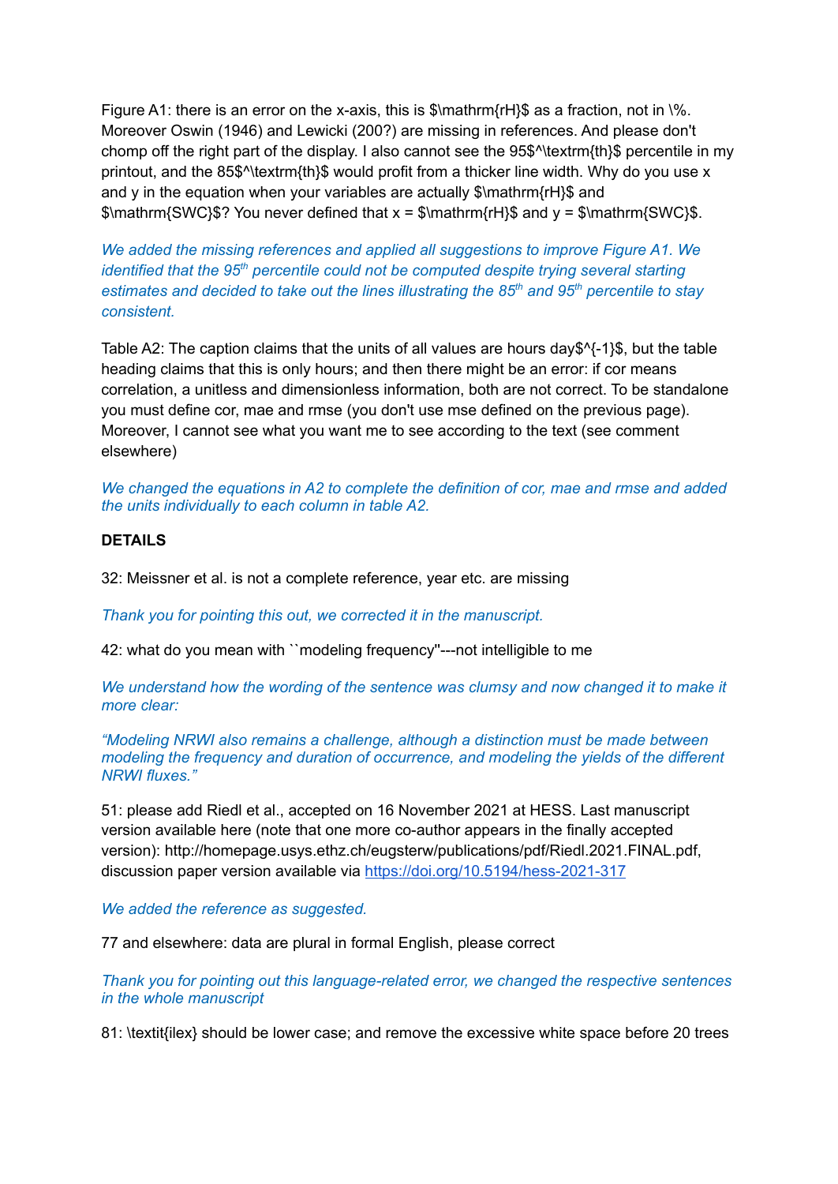Figure A1: there is an error on the x-axis, this is $\mathrm{rH}$ as a fraction, not in \%. Moreover Oswin (1946) and Lewicki (200?) are missing in references. And please don't chomp off the right part of the display. I also cannot see the 95$^\textrm{th}$ percentile in my printout, and the 85$^\textrm{th}$ would profit from a thicker line width. Why do you use x and y in the equation when your variables are actually $\mathrm{rH}$ and $\mathrm{SWC}$? You never defined that x = $\mathrm{rH}$ and y = $\mathrm{SWC}$.

*We added the missing references and applied all suggestions to improve Figure A1. We identified that the 95$^{th}$ percentile could not be computed despite trying several starting estimates and decided to take out the lines illustrating the 85$^{th}$ and 95$^{th}$ percentile to stay consistent.*

Table A2: The caption claims that the units of all values are hours day$^{-1}$, but the table heading claims that this is only hours; and then there might be an error: if cor means correlation, a unitless and dimensionless information, both are not correct. To be standalone you must define cor, mae and rmse (you don't use mse defined on the previous page). Moreover, I cannot see what you want me to see according to the text (see comment elsewhere)

*We changed the equations in A2 to complete the definition of cor, mae and rmse and added the units individually to each column in table A2.*

**DETAILS**

32: Meissner et al. is not a complete reference, year etc. are missing

*Thank you for pointing this out, we corrected it in the manuscript.*

42: what do you mean with ``modeling frequency''---not intelligible to me

*We understand how the wording of the sentence was clumsy and now changed it to make it more clear:*

*"Modeling NRWI also remains a challenge, although a distinction must be made between modeling the frequency and duration of occurrence, and modeling the yields of the different NRWI fluxes."*

51: please add Riedl et al., accepted on 16 November 2021 at HESS. Last manuscript version available here (note that one more co-author appears in the finally accepted version): http://homepage.usys.ethz.ch/eugsterw/publications/pdf/Riedl.2021.FINAL.pdf, discussion paper version available via https://doi.org/10.5194/hess-2021-317

*We added the reference as suggested.*

77 and elsewhere: data are plural in formal English, please correct

*Thank you for pointing out this language-related error, we changed the respective sentences in the whole manuscript*

81: \textit{ilex} should be lower case; and remove the excessive white space before 20 trees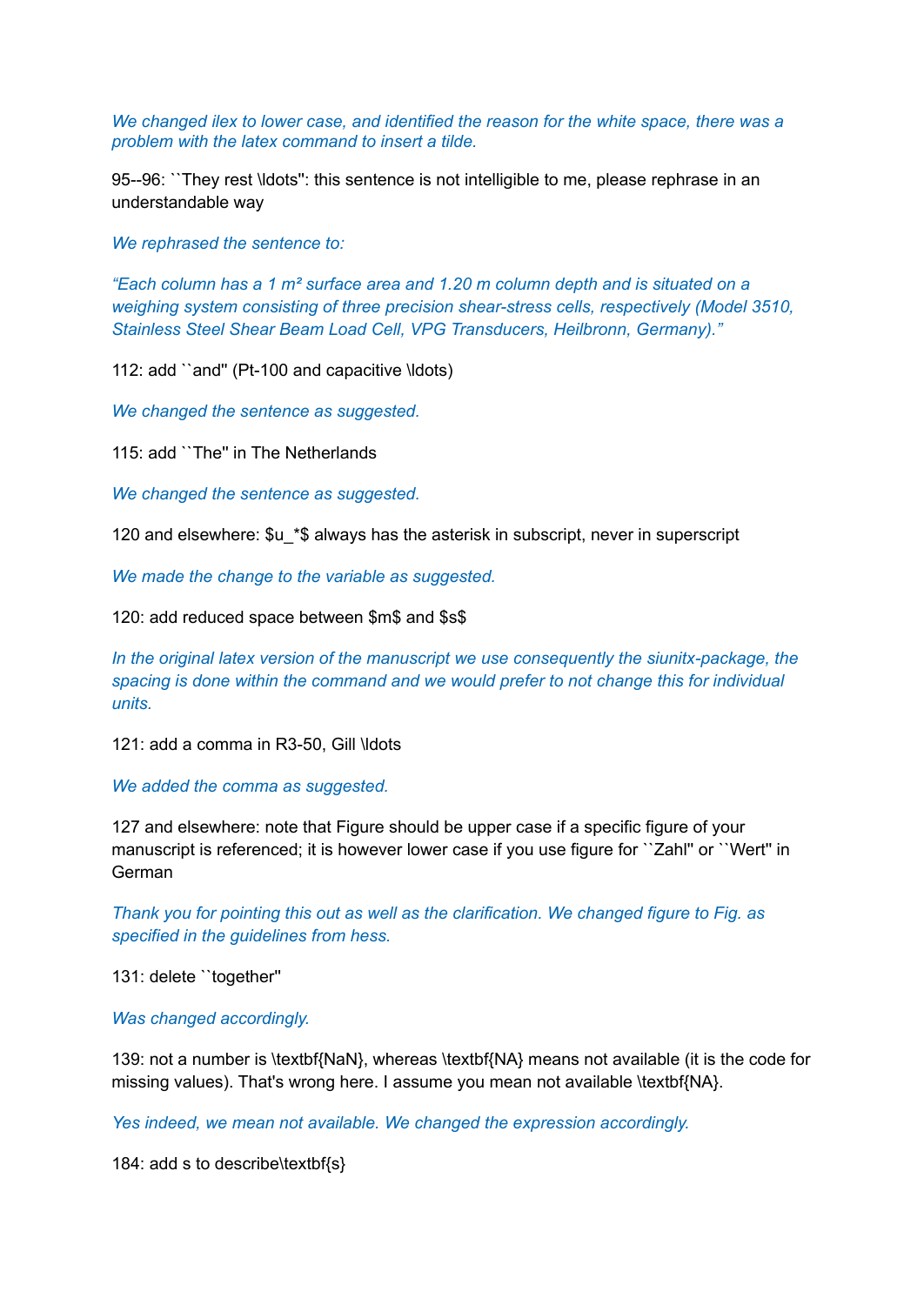*We changed ilex to lower case, and identified the reason for the white space, there was a problem with the latex command to insert a tilde.*

95--96: ``They rest \ldots'': this sentence is not intelligible to me, please rephrase in an understandable way

*We rephrased the sentence to:*

*"Each column has a 1 m² surface area and 1.20 m column depth and is situated on a weighing system consisting of three precision shear-stress cells, respectively (Model 3510, Stainless Steel Shear Beam Load Cell, VPG Transducers, Heilbronn, Germany)."*

112: add ``and'' (Pt-100 and capacitive \ldots)

*We changed the sentence as suggested.*

115: add ``The'' in The Netherlands

*We changed the sentence as suggested.*

120 and elsewhere: $u_*$ always has the asterisk in subscript, never in superscript

*We made the change to the variable as suggested.*

120: add reduced space between $m$ and $s$

*In the original latex version of the manuscript we use consequently the siunitx-package, the spacing is done within the command and we would prefer to not change this for individual units.*

121: add a comma in R3-50, Gill \ldots

*We added the comma as suggested.*

127 and elsewhere: note that Figure should be upper case if a specific figure of your manuscript is referenced; it is however lower case if you use figure for ``Zahl'' or ``Wert'' in German

*Thank you for pointing this out as well as the clarification. We changed figure to Fig. as specified in the guidelines from hess.*

131: delete ``together''

*Was changed accordingly.*

139: not a number is \textbf{NaN}, whereas \textbf{NA} means not available (it is the code for missing values). That's wrong here. I assume you mean not available \textbf{NA}.

*Yes indeed, we mean not available. We changed the expression accordingly.*

184: add s to describe\textbf{s}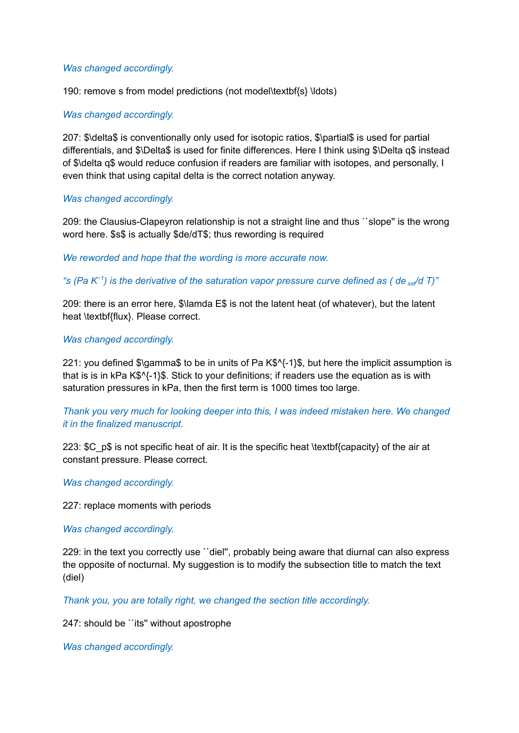*Was changed accordingly.*

190: remove s from model predictions (not model\textbf{s} \ldots)

*Was changed accordingly.*

207: $\delta$ is conventionally only used for isotopic ratios, $\partial$ is used for partial differentials, and $\Delta$ is used for finite differences. Here I think using $\Delta q$ instead of $\delta q$ would reduce confusion if readers are familiar with isotopes, and personally, I even think that using capital delta is the correct notation anyway.

*Was changed accordingly.*

209: the Clausius-Clapeyron relationship is not a straight line and thus ``slope'' is the wrong word here. $s$ is actually $de/dT$; thus rewording is required

*We reworded and hope that the wording is more accurate now.*

*"s (Pa $K^{-1}$) is the derivative of the saturation vapor pressure curve defined as ( $de_{sat}/d T$)"*

209: there is an error here, $\lamda E$ is not the latent heat (of whatever), but the latent heat \textbf{flux}. Please correct.

*Was changed accordingly.*

221: you defined $\gamma$ to be in units of Pa K$^{-1}$, but here the implicit assumption is that is is in kPa K$^{-1}$. Stick to your definitions; if readers use the equation as is with saturation pressures in kPa, then the first term is 1000 times too large.

*Thank you very much for looking deeper into this, I was indeed mistaken here. We changed it in the finalized manuscript.*

223: $C_p$ is not specific heat of air. It is the specific heat \textbf{capacity} of the air at constant pressure. Please correct.

*Was changed accordingly.*

227: replace moments with periods

*Was changed accordingly.*

229: in the text you correctly use ``diel'', probably being aware that diurnal can also express the opposite of nocturnal. My suggestion is to modify the subsection title to match the text (diel)

*Thank you, you are totally right, we changed the section title accordingly.*

247: should be ``its'' without apostrophe

*Was changed accordingly.*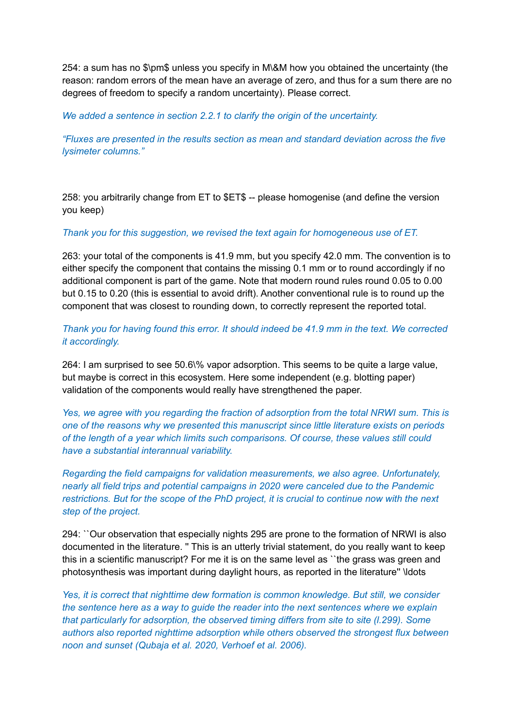254: a sum has no $\pm$ unless you specify in M\&M how you obtained the uncertainty (the reason: random errors of the mean have an average of zero, and thus for a sum there are no degrees of freedom to specify a random uncertainty). Please correct.

*We added a sentence in section 2.2.1 to clarify the origin of the uncertainty.*

*"Fluxes are presented in the results section as mean and standard deviation across the five lysimeter columns."*

258: you arbitrarily change from ET to $ET$ -- please homogenise (and define the version you keep)

*Thank you for this suggestion, we revised the text again for homogeneous use of ET.*

263: your total of the components is 41.9 mm, but you specify 42.0 mm. The convention is to either specify the component that contains the missing 0.1 mm or to round accordingly if no additional component is part of the game. Note that modern round rules round 0.05 to 0.00 but 0.15 to 0.20 (this is essential to avoid drift). Another conventional rule is to round up the component that was closest to rounding down, to correctly represent the reported total.

*Thank you for having found this error. It should indeed be 41.9 mm in the text. We corrected it accordingly.*

264: I am surprised to see 50.6\% vapor adsorption. This seems to be quite a large value, but maybe is correct in this ecosystem. Here some independent (e.g. blotting paper) validation of the components would really have strengthened the paper.

*Yes, we agree with you regarding the fraction of adsorption from the total NRWI sum. This is one of the reasons why we presented this manuscript since little literature exists on periods of the length of a year which limits such comparisons. Of course, these values still could have a substantial interannual variability.*

*Regarding the field campaigns for validation measurements, we also agree. Unfortunately, nearly all field trips and potential campaigns in 2020 were canceled due to the Pandemic restrictions. But for the scope of the PhD project, it is crucial to continue now with the next step of the project.*

294: ``Our observation that especially nights 295 are prone to the formation of NRWI is also documented in the literature. '' This is an utterly trivial statement, do you really want to keep this in a scientific manuscript? For me it is on the same level as ``the grass was green and photosynthesis was important during daylight hours, as reported in the literature'' \ldots

*Yes, it is correct that nighttime dew formation is common knowledge. But still, we consider the sentence here as a way to guide the reader into the next sentences where we explain that particularly for adsorption, the observed timing differs from site to site (l.299). Some authors also reported nighttime adsorption while others observed the strongest flux between noon and sunset (Qubaja et al. 2020, Verhoef et al. 2006).*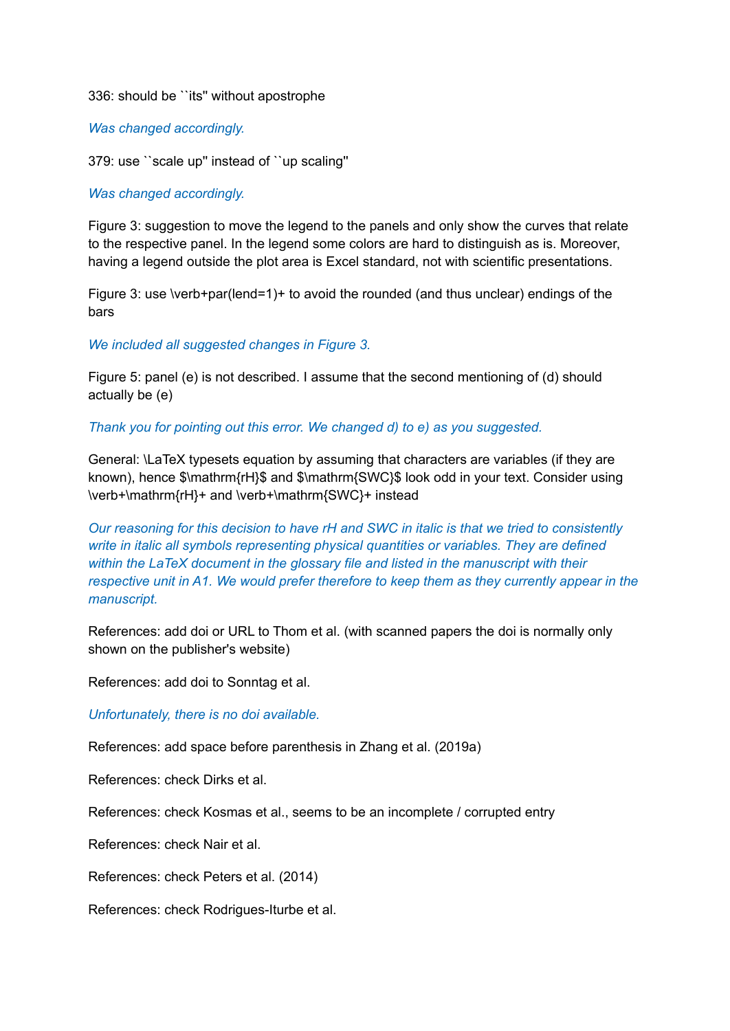336: should be ``its'' without apostrophe

*Was changed accordingly.*

379: use ``scale up'' instead of ``up scaling''

*Was changed accordingly.*

Figure 3: suggestion to move the legend to the panels and only show the curves that relate to the respective panel. In the legend some colors are hard to distinguish as is. Moreover, having a legend outside the plot area is Excel standard, not with scientific presentations.

Figure 3: use \verb+par(lend=1)+ to avoid the rounded (and thus unclear) endings of the bars

*We included all suggested changes in Figure 3.*

Figure 5: panel (e) is not described. I assume that the second mentioning of (d) should actually be (e)

*Thank you for pointing out this error. We changed d) to e) as you suggested.*

General: \LaTeX typesets equation by assuming that characters are variables (if they are known), hence $\mathrm{rH}$ and $\mathrm{SWC}$ look odd in your text. Consider using \verb+\mathrm{rH}+ and \verb+\mathrm{SWC}+ instead

*Our reasoning for this decision to have rH and SWC in italic is that we tried to consistently write in italic all symbols representing physical quantities or variables. They are defined within the LaTeX document in the glossary file and listed in the manuscript with their respective unit in A1. We would prefer therefore to keep them as they currently appear in the manuscript.*

References: add doi or URL to Thom et al. (with scanned papers the doi is normally only shown on the publisher's website)

References: add doi to Sonntag et al.

*Unfortunately, there is no doi available.*

References: add space before parenthesis in Zhang et al. (2019a)

References: check Dirks et al.

References: check Kosmas et al., seems to be an incomplete / corrupted entry

References: check Nair et al.

References: check Peters et al. (2014)

References: check Rodrigues-Iturbe et al.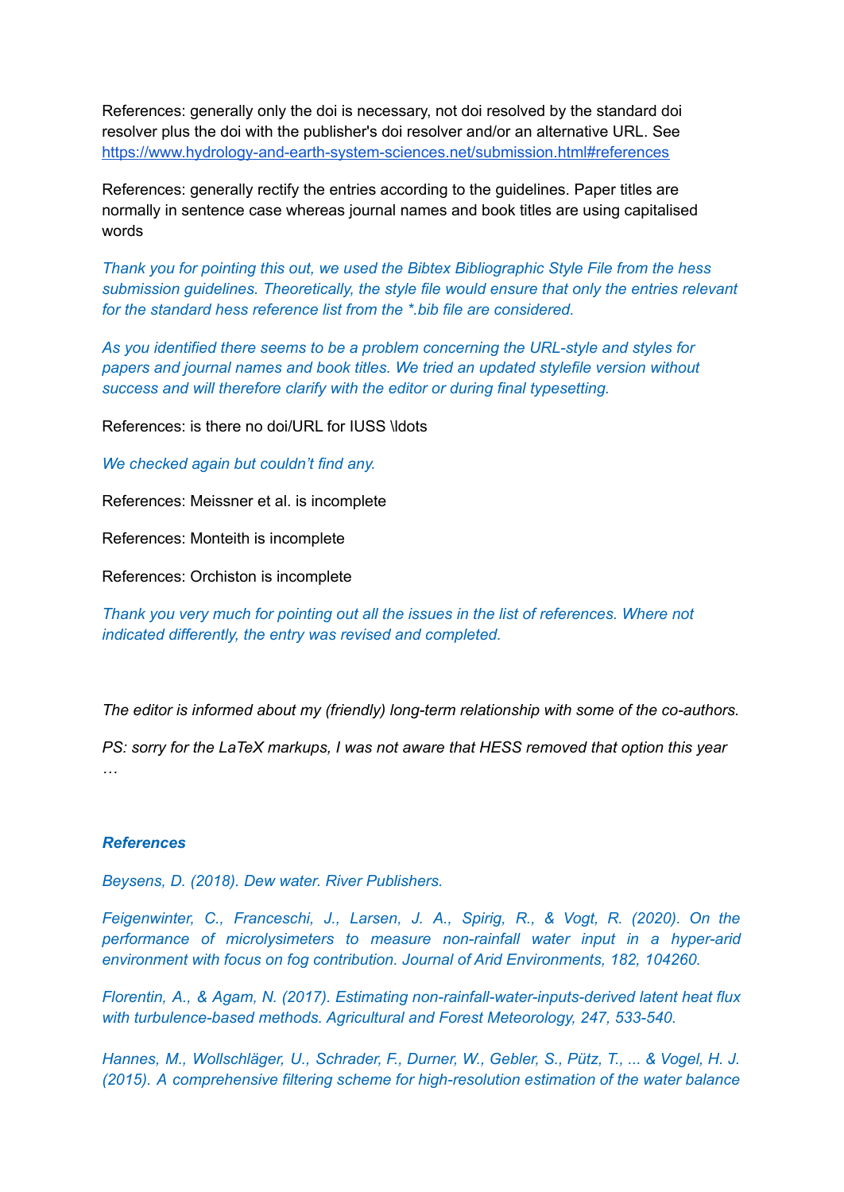References: generally only the doi is necessary, not doi resolved by the standard doi resolver plus the doi with the publisher's doi resolver and/or an alternative URL. See https://www.hydrology-and-earth-system-sciences.net/submission.html#references

References: generally rectify the entries according to the guidelines. Paper titles are normally in sentence case whereas journal names and book titles are using capitalised words

*Thank you for pointing this out, we used the Bibtex Bibliographic Style File from the hess submission guidelines. Theoretically, the style file would ensure that only the entries relevant for the standard hess reference list from the *.bib file are considered.*

*As you identified there seems to be a problem concerning the URL-style and styles for papers and journal names and book titles. We tried an updated stylefile version without success and will therefore clarify with the editor or during final typesetting.*

References: is there no doi/URL for IUSS \\ldots

*We checked again but couldn't find any.*

References: Meissner et al. is incomplete

References: Monteith is incomplete

References: Orchiston is incomplete

*Thank you very much for pointing out all the issues in the list of references. Where not indicated differently, the entry was revised and completed.*

*The editor is informed about my (friendly) long-term relationship with some of the co-authors.*

*PS: sorry for the LaTeX markups, I was not aware that HESS removed that option this year …*

### ***References***

*Beysens, D. (2018). Dew water. River Publishers.*

*Feigenwinter, C., Franceschi, J., Larsen, J. A., Spirig, R., & Vogt, R. (2020). On the performance of microlysimeters to measure non-rainfall water input in a hyper-arid environment with focus on fog contribution. Journal of Arid Environments, 182, 104260.*

*Florentin, A., & Agam, N. (2017). Estimating non-rainfall-water-inputs-derived latent heat flux with turbulence-based methods. Agricultural and Forest Meteorology, 247, 533-540.*

*Hannes, M., Wollschläger, U., Schrader, F., Durner, W., Gebler, S., Pütz, T., ... & Vogel, H. J. (2015). A comprehensive filtering scheme for high-resolution estimation of the water balance*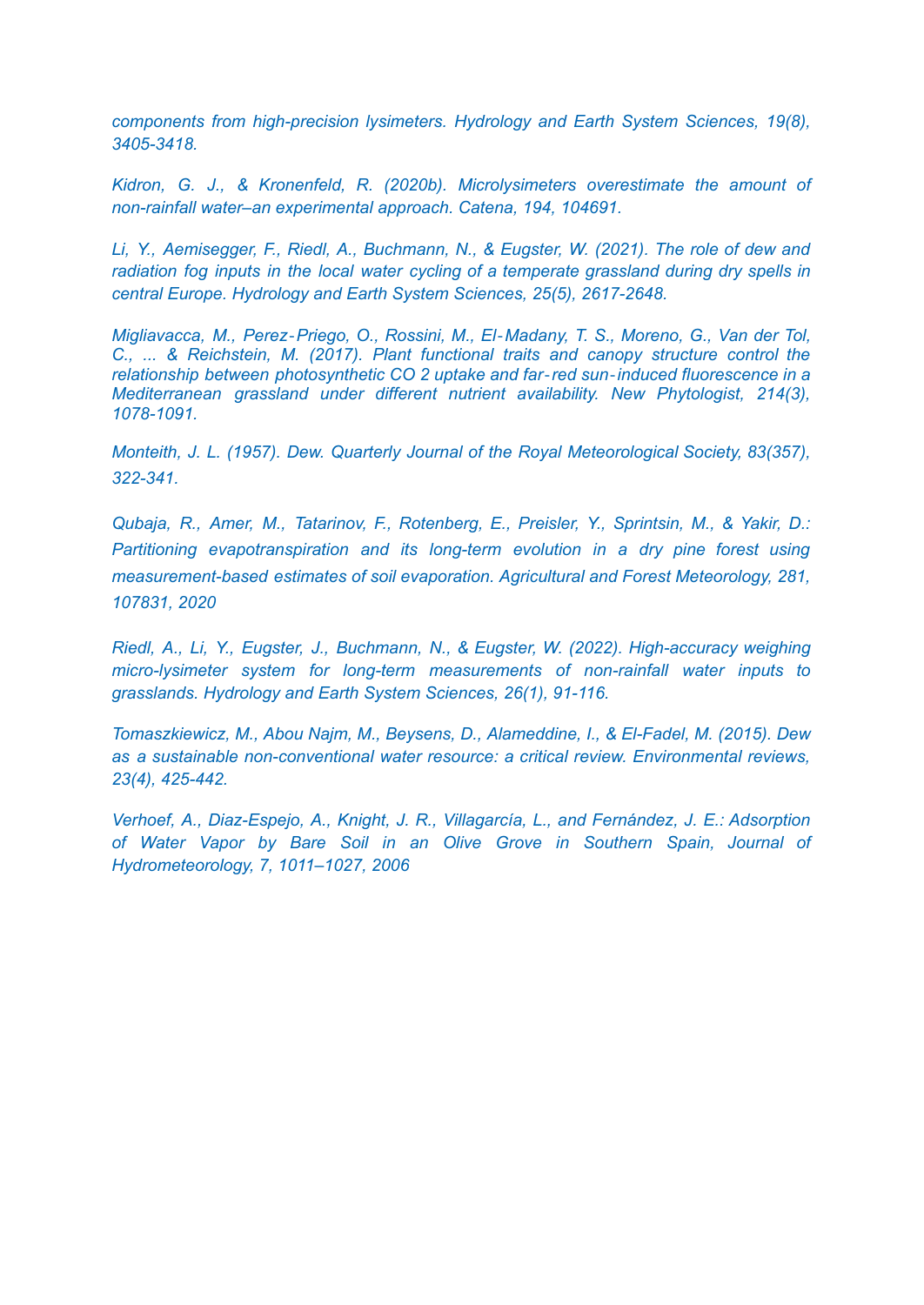*components from high-precision lysimeters. Hydrology and Earth System Sciences, 19(8), 3405-3418.*

*Kidron, G. J., & Kronenfeld, R. (2020b). Microlysimeters overestimate the amount of non-rainfall water–an experimental approach. Catena, 194, 104691.*

*Li, Y., Aemisegger, F., Riedl, A., Buchmann, N., & Eugster, W. (2021). The role of dew and radiation fog inputs in the local water cycling of a temperate grassland during dry spells in central Europe. Hydrology and Earth System Sciences, 25(5), 2617-2648.*

*Migliavacca, M., Perez‐Priego, O., Rossini, M., El‐Madany, T. S., Moreno, G., Van der Tol, C., ... & Reichstein, M. (2017). Plant functional traits and canopy structure control the relationship between photosynthetic CO 2 uptake and far‐red sun‐induced fluorescence in a Mediterranean grassland under different nutrient availability. New Phytologist, 214(3), 1078-1091.*

*Monteith, J. L. (1957). Dew. Quarterly Journal of the Royal Meteorological Society, 83(357), 322-341.*

*Qubaja, R., Amer, M., Tatarinov, F., Rotenberg, E., Preisler, Y., Sprintsin, M., & Yakir, D.: Partitioning evapotranspiration and its long-term evolution in a dry pine forest using measurement-based estimates of soil evaporation. Agricultural and Forest Meteorology, 281, 107831, 2020*

*Riedl, A., Li, Y., Eugster, J., Buchmann, N., & Eugster, W. (2022). High-accuracy weighing micro-lysimeter system for long-term measurements of non-rainfall water inputs to grasslands. Hydrology and Earth System Sciences, 26(1), 91-116.*

*Tomaszkiewicz, M., Abou Najm, M., Beysens, D., Alameddine, I., & El-Fadel, M. (2015). Dew as a sustainable non-conventional water resource: a critical review. Environmental reviews, 23(4), 425-442.*

*Verhoef, A., Diaz-Espejo, A., Knight, J. R., Villagarcía, L., and Fernández, J. E.: Adsorption of Water Vapor by Bare Soil in an Olive Grove in Southern Spain, Journal of Hydrometeorology, 7, 1011–1027, 2006*